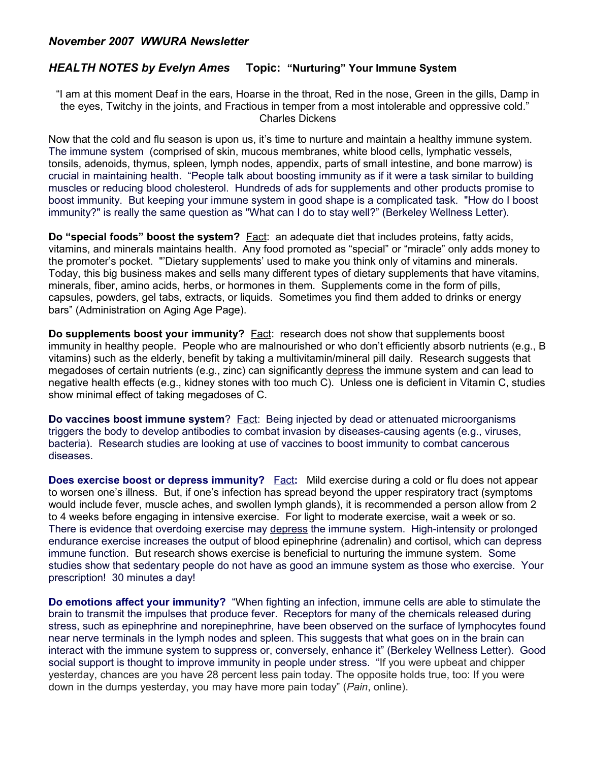*November 2007  WWURA Newsletter*

## *HEALTH NOTES by Evelyn Ames*    Topic: "Nurturing" Your Immune System

"I am at this moment Deaf in the ears, Hoarse in the throat, Red in the nose, Green in the gills, Damp in the eyes, Twitchy in the joints, and Fractious in temper from a most intolerable and oppressive cold."
Charles Dickens

Now that the cold and flu season is upon us, it's time to nurture and maintain a healthy immune system. The immune system (comprised of skin, mucous membranes, white blood cells, lymphatic vessels, tonsils, adenoids, thymus, spleen, lymph nodes, appendix, parts of small intestine, and bone marrow) is crucial in maintaining health. "People talk about boosting immunity as if it were a task similar to building muscles or reducing blood cholesterol. Hundreds of ads for supplements and other products promise to boost immunity. But keeping your immune system in good shape is a complicated task. "How do I boost immunity?" is really the same question as "What can I do to stay well?" (Berkeley Wellness Letter).

**Do "special foods" boost the system?** Fact: an adequate diet that includes proteins, fatty acids, vitamins, and minerals maintains health. Any food promoted as "special" or "miracle" only adds money to the promoter's pocket. "'Dietary supplements' used to make you think only of vitamins and minerals. Today, this big business makes and sells many different types of dietary supplements that have vitamins, minerals, fiber, amino acids, herbs, or hormones in them. Supplements come in the form of pills, capsules, powders, gel tabs, extracts, or liquids. Sometimes you find them added to drinks or energy bars" (Administration on Aging Age Page).

**Do supplements boost your immunity?** Fact: research does not show that supplements boost immunity in healthy people. People who are malnourished or who don't efficiently absorb nutrients (e.g., B vitamins) such as the elderly, benefit by taking a multivitamin/mineral pill daily. Research suggests that megadoses of certain nutrients (e.g., zinc) can significantly depress the immune system and can lead to negative health effects (e.g., kidney stones with too much C). Unless one is deficient in Vitamin C, studies show minimal effect of taking megadoses of C.

**Do vaccines boost immune system**? Fact: Being injected by dead or attenuated microorganisms triggers the body to develop antibodies to combat invasion by diseases-causing agents (e.g., viruses, bacteria). Research studies are looking at use of vaccines to boost immunity to combat cancerous diseases.

**Does exercise boost or depress immunity?** Fact**:** Mild exercise during a cold or flu does not appear to worsen one's illness. But, if one's infection has spread beyond the upper respiratory tract (symptoms would include fever, muscle aches, and swollen lymph glands), it is recommended a person allow from 2 to 4 weeks before engaging in intensive exercise. For light to moderate exercise, wait a week or so. There is evidence that overdoing exercise may depress the immune system. High-intensity or prolonged endurance exercise increases the output of blood epinephrine (adrenalin) and cortisol, which can depress immune function. But research shows exercise is beneficial to nurturing the immune system. Some studies show that sedentary people do not have as good an immune system as those who exercise. Your prescription! 30 minutes a day!

**Do emotions affect your immunity?** "When fighting an infection, immune cells are able to stimulate the brain to transmit the impulses that produce fever. Receptors for many of the chemicals released during stress, such as epinephrine and norepinephrine, have been observed on the surface of lymphocytes found near nerve terminals in the lymph nodes and spleen. This suggests that what goes on in the brain can interact with the immune system to suppress or, conversely, enhance it" (Berkeley Wellness Letter). Good social support is thought to improve immunity in people under stress. "If you were upbeat and chipper yesterday, chances are you have 28 percent less pain today. The opposite holds true, too: If you were down in the dumps yesterday, you may have more pain today" (*Pain*, online).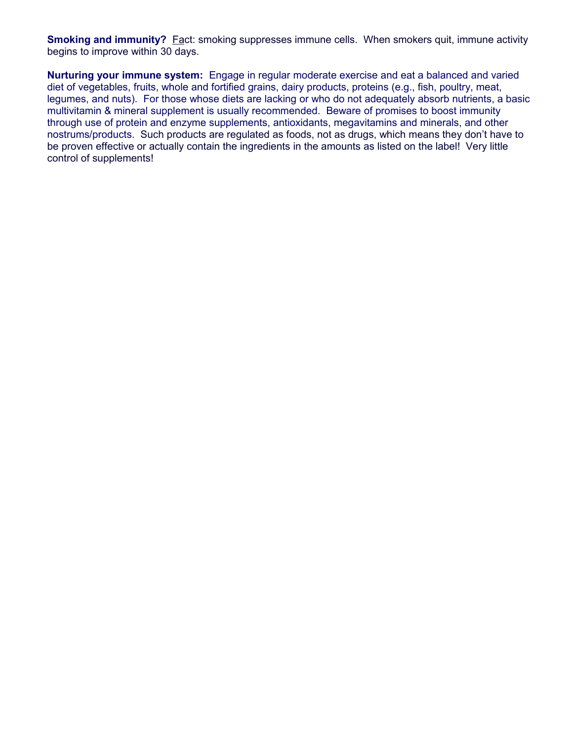**Smoking and immunity?** Fact: smoking suppresses immune cells. When smokers quit, immune activity begins to improve within 30 days.

**Nurturing your immune system:** Engage in regular moderate exercise and eat a balanced and varied diet of vegetables, fruits, whole and fortified grains, dairy products, proteins (e.g., fish, poultry, meat, legumes, and nuts). For those whose diets are lacking or who do not adequately absorb nutrients, a basic multivitamin & mineral supplement is usually recommended. Beware of promises to boost immunity through use of protein and enzyme supplements, antioxidants, megavitamins and minerals, and other nostrums/products. Such products are regulated as foods, not as drugs, which means they don't have to be proven effective or actually contain the ingredients in the amounts as listed on the label! Very little control of supplements!